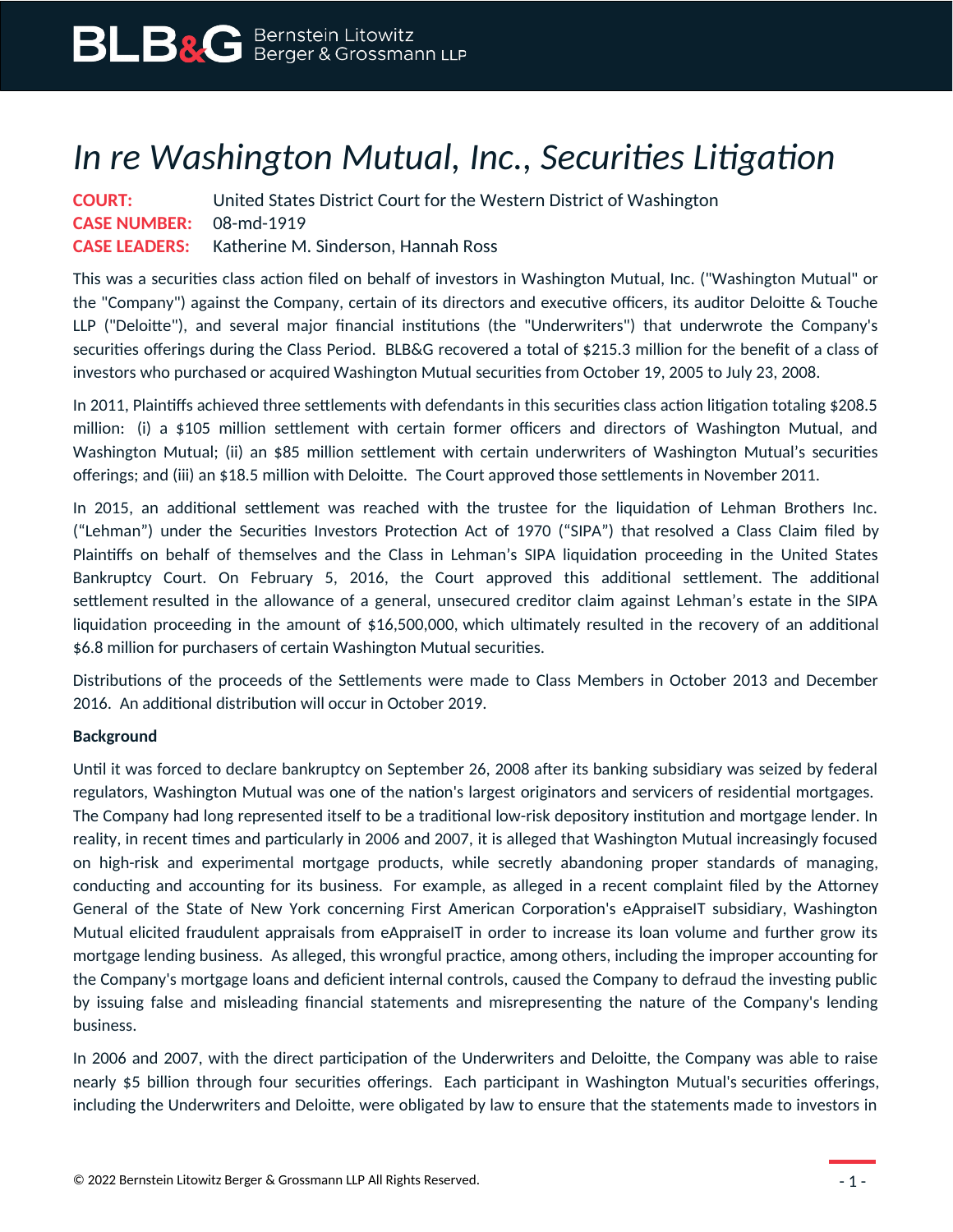# *In re Washington Mutual, Inc., Securities Litigation*

**COURT:** United States District Court for the Western District of Washington
**CASE NUMBER:** 08-md-1919
**CASE LEADERS:** Katherine M. Sinderson, Hannah Ross

This was a securities class action filed on behalf of investors in Washington Mutual, Inc. ("Washington Mutual" or the "Company") against the Company, certain of its directors and executive officers, its auditor Deloitte & Touche LLP ("Deloitte"), and several major financial institutions (the "Underwriters") that underwrote the Company's securities offerings during the Class Period. BLB&G recovered a total of $215.3 million for the benefit of a class of investors who purchased or acquired Washington Mutual securities from October 19, 2005 to July 23, 2008.

In 2011, Plaintiffs achieved three settlements with defendants in this securities class action litigation totaling $208.5 million: (i) a $105 million settlement with certain former officers and directors of Washington Mutual, and Washington Mutual; (ii) an $85 million settlement with certain underwriters of Washington Mutual's securities offerings; and (iii) an $18.5 million with Deloitte. The Court approved those settlements in November 2011.

In 2015, an additional settlement was reached with the trustee for the liquidation of Lehman Brothers Inc. ("Lehman") under the Securities Investors Protection Act of 1970 ("SIPA") that resolved a Class Claim filed by Plaintiffs on behalf of themselves and the Class in Lehman's SIPA liquidation proceeding in the United States Bankruptcy Court. On February 5, 2016, the Court approved this additional settlement. The additional settlement resulted in the allowance of a general, unsecured creditor claim against Lehman's estate in the SIPA liquidation proceeding in the amount of $16,500,000, which ultimately resulted in the recovery of an additional $6.8 million for purchasers of certain Washington Mutual securities.

Distributions of the proceeds of the Settlements were made to Class Members in October 2013 and December 2016. An additional distribution will occur in October 2019.

**Background**

Until it was forced to declare bankruptcy on September 26, 2008 after its banking subsidiary was seized by federal regulators, Washington Mutual was one of the nation's largest originators and servicers of residential mortgages. The Company had long represented itself to be a traditional low-risk depository institution and mortgage lender. In reality, in recent times and particularly in 2006 and 2007, it is alleged that Washington Mutual increasingly focused on high-risk and experimental mortgage products, while secretly abandoning proper standards of managing, conducting and accounting for its business. For example, as alleged in a recent complaint filed by the Attorney General of the State of New York concerning First American Corporation's eAppraiseIT subsidiary, Washington Mutual elicited fraudulent appraisals from eAppraiseIT in order to increase its loan volume and further grow its mortgage lending business. As alleged, this wrongful practice, among others, including the improper accounting for the Company's mortgage loans and deficient internal controls, caused the Company to defraud the investing public by issuing false and misleading financial statements and misrepresenting the nature of the Company's lending business.

In 2006 and 2007, with the direct participation of the Underwriters and Deloitte, the Company was able to raise nearly $5 billion through four securities offerings. Each participant in Washington Mutual's securities offerings, including the Underwriters and Deloitte, were obligated by law to ensure that the statements made to investors in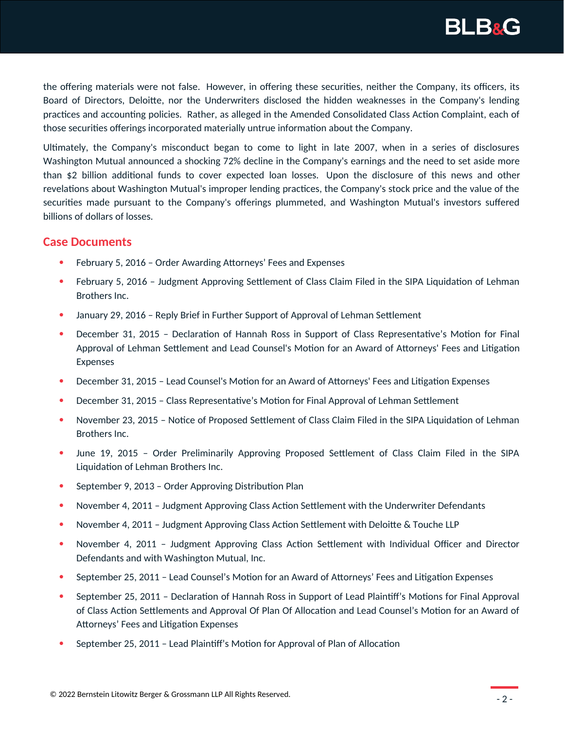the offering materials were not false. However, in offering these securities, neither the Company, its officers, its Board of Directors, Deloitte, nor the Underwriters disclosed the hidden weaknesses in the Company's lending practices and accounting policies. Rather, as alleged in the Amended Consolidated Class Action Complaint, each of those securities offerings incorporated materially untrue information about the Company.

Ultimately, the Company's misconduct began to come to light in late 2007, when in a series of disclosures Washington Mutual announced a shocking 72% decline in the Company's earnings and the need to set aside more than $2 billion additional funds to cover expected loan losses. Upon the disclosure of this news and other revelations about Washington Mutual's improper lending practices, the Company's stock price and the value of the securities made pursuant to the Company's offerings plummeted, and Washington Mutual's investors suffered billions of dollars of losses.

## Case Documents

- February 5, 2016 – Order Awarding Attorneys' Fees and Expenses
- February 5, 2016 – Judgment Approving Settlement of Class Claim Filed in the SIPA Liquidation of Lehman Brothers Inc.
- January 29, 2016 – Reply Brief in Further Support of Approval of Lehman Settlement
- December 31, 2015 – Declaration of Hannah Ross in Support of Class Representative's Motion for Final Approval of Lehman Settlement and Lead Counsel's Motion for an Award of Attorneys' Fees and Litigation Expenses
- December 31, 2015 – Lead Counsel's Motion for an Award of Attorneys' Fees and Litigation Expenses
- December 31, 2015 – Class Representative's Motion for Final Approval of Lehman Settlement
- November 23, 2015 – Notice of Proposed Settlement of Class Claim Filed in the SIPA Liquidation of Lehman Brothers Inc.
- June 19, 2015 – Order Preliminarily Approving Proposed Settlement of Class Claim Filed in the SIPA Liquidation of Lehman Brothers Inc.
- September 9, 2013 – Order Approving Distribution Plan
- November 4, 2011 – Judgment Approving Class Action Settlement with the Underwriter Defendants
- November 4, 2011 – Judgment Approving Class Action Settlement with Deloitte & Touche LLP
- November 4, 2011 – Judgment Approving Class Action Settlement with Individual Officer and Director Defendants and with Washington Mutual, Inc.
- September 25, 2011 – Lead Counsel's Motion for an Award of Attorneys' Fees and Litigation Expenses
- September 25, 2011 – Declaration of Hannah Ross in Support of Lead Plaintiff's Motions for Final Approval of Class Action Settlements and Approval Of Plan Of Allocation and Lead Counsel's Motion for an Award of Attorneys' Fees and Litigation Expenses
- September 25, 2011 – Lead Plaintiff's Motion for Approval of Plan of Allocation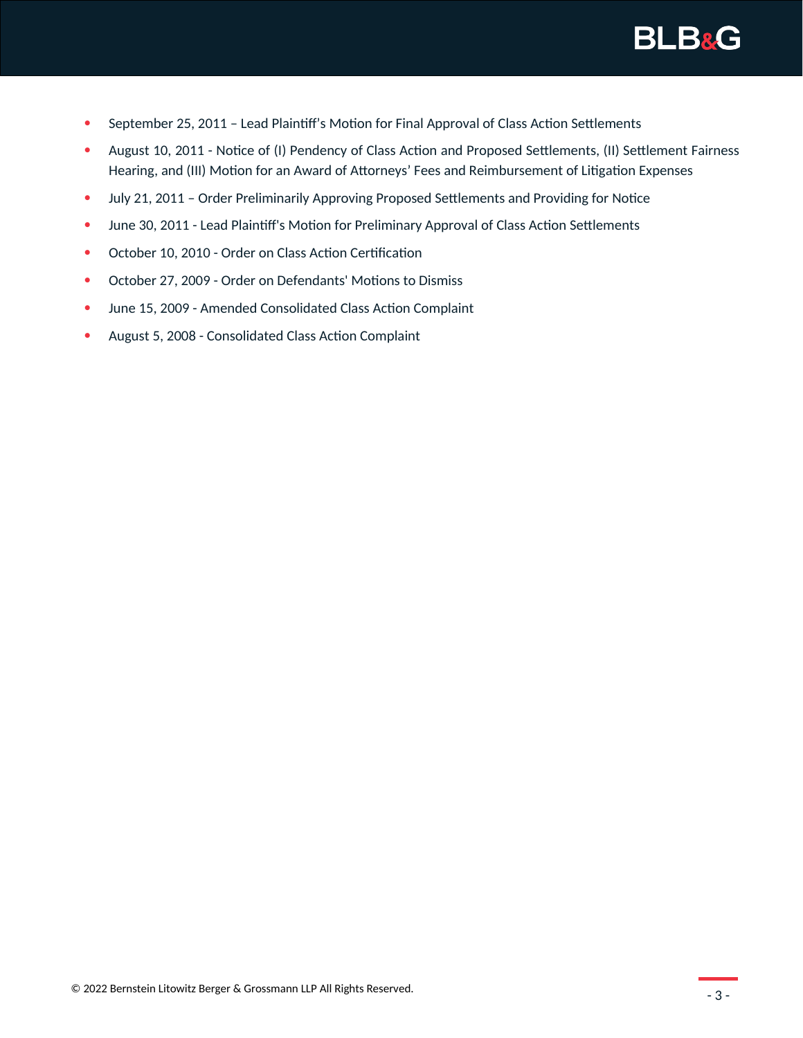- September 25, 2011 – Lead Plaintiff's Motion for Final Approval of Class Action Settlements
- August 10, 2011 - Notice of (I) Pendency of Class Action and Proposed Settlements, (II) Settlement Fairness Hearing, and (III) Motion for an Award of Attorneys' Fees and Reimbursement of Litigation Expenses
- July 21, 2011 – Order Preliminarily Approving Proposed Settlements and Providing for Notice
- June 30, 2011 - Lead Plaintiff's Motion for Preliminary Approval of Class Action Settlements
- October 10, 2010 - Order on Class Action Certification
- October 27, 2009 - Order on Defendants' Motions to Dismiss
- June 15, 2009 - Amended Consolidated Class Action Complaint
- August 5, 2008 - Consolidated Class Action Complaint